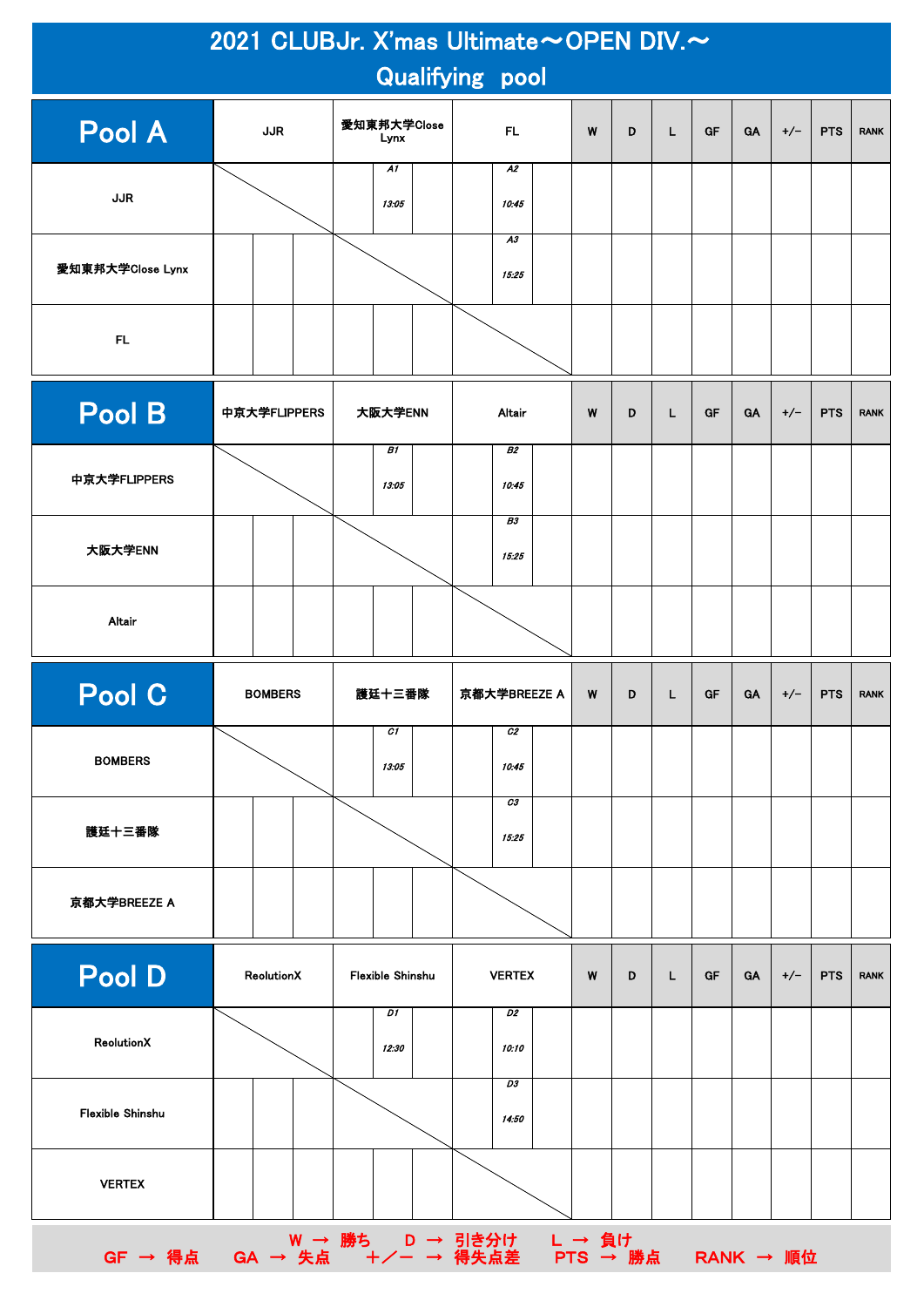# 2021 CLUBJr. X'mas Ultimate～OPEN DIV.～

## Qualifying pool

| Pool A | JJR | 愛知東邦大学Close Lynx | FL | W | D | L | GF | GA | +/− | PTS | RANK |
|---|---|---|---|---|---|---|---|---|---|---|---|
| JJR | | A1 13:05 | A2 10:45 | | | | | | | | |
| 愛知東邦大学Close Lynx | | | A3 15:25 | | | | | | | | |
| FL | | | | | | | | | | | |

| Pool B | 中京大学FLIPPERS | 大阪大学ENN | Altair | W | D | L | GF | GA | +/− | PTS | RANK |
|---|---|---|---|---|---|---|---|---|---|---|---|
| 中京大学FLIPPERS | | B1 13:05 | B2 10:45 | | | | | | | | |
| 大阪大学ENN | | | B3 15:25 | | | | | | | | |
| Altair | | | | | | | | | | | |

| Pool C | BOMBERS | 護廷十三番隊 | 京都大学BREEZE A | W | D | L | GF | GA | +/− | PTS | RANK |
|---|---|---|---|---|---|---|---|---|---|---|---|
| BOMBERS | | C1 13:05 | C2 10:45 | | | | | | | | |
| 護廷十三番隊 | | | C3 15:25 | | | | | | | | |
| 京都大学BREEZE A | | | | | | | | | | | |

| Pool D | ReolutionX | Flexible Shinshu | VERTEX | W | D | L | GF | GA | +/− | PTS | RANK |
|---|---|---|---|---|---|---|---|---|---|---|---|
| ReolutionX | | D1 12:30 | D2 10:10 | | | | | | | | |
| Flexible Shinshu | | | D3 14:50 | | | | | | | | |
| VERTEX | | | | | | | | | | | |

W → 勝ち　D → 引き分け　L → 負け
GF → 得点　GA → 失点　＋／− → 得失点差　PTS → 勝点　RANK → 順位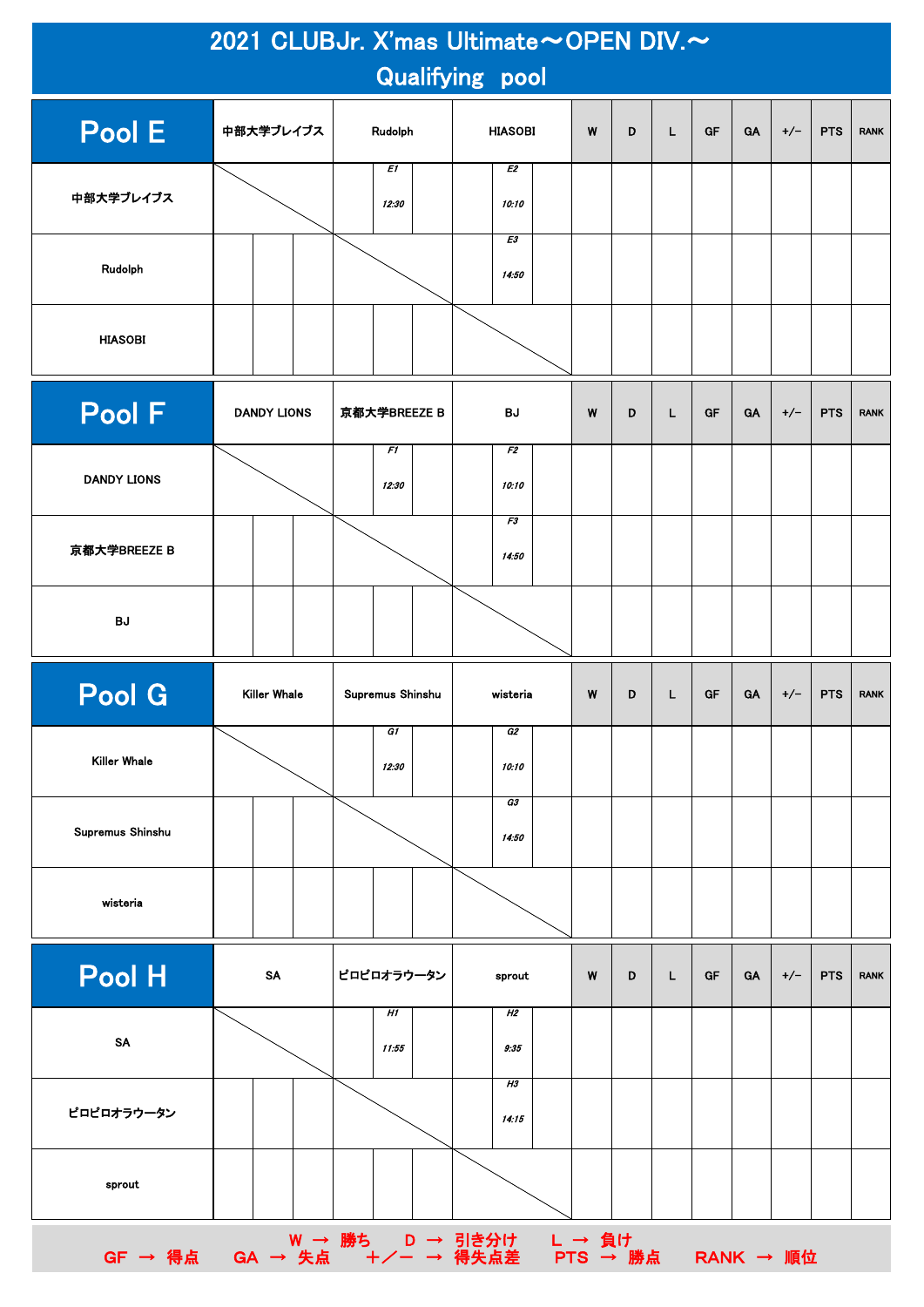# 2021 CLUBJr. X'mas Ultimate～OPEN DIV.～

## Qualifying pool

| Pool E | 中部大学ブレイブス | Rudolph | HIASOBI | W | D | L | GF | GA | +/− | PTS | RANK |
|---|---|---|---|---|---|---|---|---|---|---|---|
| 中部大学ブレイブス | | E1 12:30 | E2 10:10 | | | | | | | | |
| Rudolph | | | E3 14:50 | | | | | | | | |
| HIASOBI | | | | | | | | | | | |

| Pool F | DANDY LIONS | 京都大学BREEZE B | BJ | W | D | L | GF | GA | +/− | PTS | RANK |
|---|---|---|---|---|---|---|---|---|---|---|---|
| DANDY LIONS | | F1 12:30 | F2 10:10 | | | | | | | | |
| 京都大学BREEZE B | | | F3 14:50 | | | | | | | | |
| BJ | | | | | | | | | | | |

| Pool G | Killer Whale | Supremus Shinshu | wisteria | W | D | L | GF | GA | +/− | PTS | RANK |
|---|---|---|---|---|---|---|---|---|---|---|---|
| Killer Whale | | G1 12:30 | G2 10:10 | | | | | | | | |
| Supremus Shinshu | | | G3 14:50 | | | | | | | | |
| wisteria | | | | | | | | | | | |

| Pool H | SA | ピロピロオラウータン | sprout | W | D | L | GF | GA | +/− | PTS | RANK |
|---|---|---|---|---|---|---|---|---|---|---|---|
| SA | | H1 11:55 | H2 9:35 | | | | | | | | |
| ピロピロオラウータン | | | H3 14:15 | | | | | | | | |
| sprout | | | | | | | | | | | |

W → 勝ち　D → 引き分け　L → 負け
GF → 得点　GA → 失点　＋／ー → 得失点差　PTS → 勝点　RANK → 順位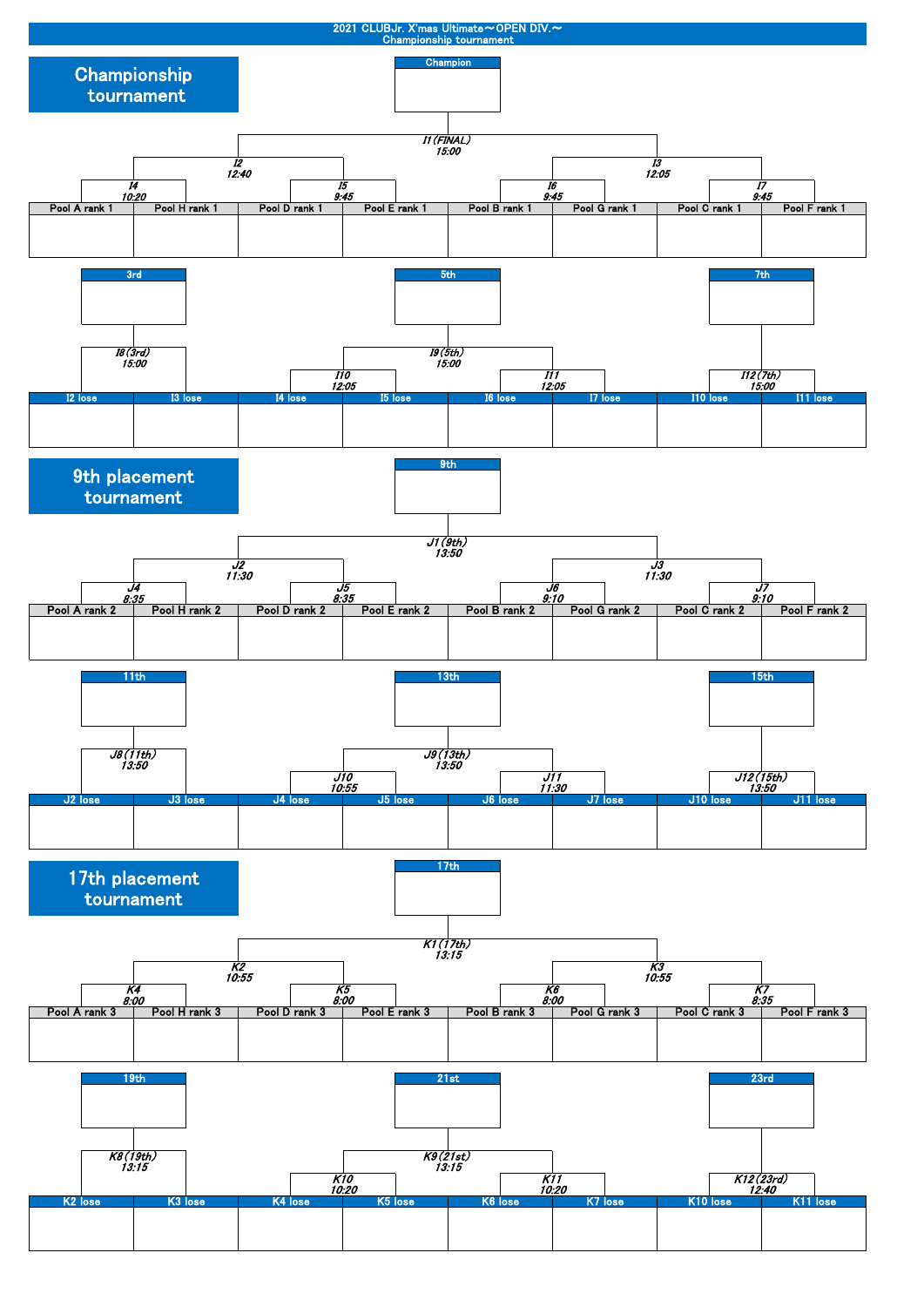2021 CLUBJr. X'mas Ultimate～OPEN DIV.～
Championship tournament

## Championship tournament

Champion

I1 (FINAL)
15:00

I2
12:40

I3
12:05

I4
10:20

I5
9:45

I6
9:45

I7
9:45

| Pool A rank 1 | Pool H rank 1 | Pool D rank 1 | Pool E rank 1 | Pool B rank 1 | Pool G rank 1 | Pool C rank 1 | Pool F rank 1 |
|---|---|---|---|---|---|---|---|
| | | | | | | | |

3rd

I8 (3rd)
15:00

5th

I9 (5th)
15:00

I10
12:05

I11
12:05

7th

I12 (7th)
15:00

| I2 lose | I3 lose | I4 lose | I5 lose | I6 lose | I7 lose | I10 lose | I11 lose |
|---|---|---|---|---|---|---|---|
| | | | | | | | |

## 9th placement tournament

9th

J1 (9th)
13:50

J2
11:30

J3
11:30

J4
8:35

J5
8:35

J6
9:10

J7
9:10

| Pool A rank 2 | Pool H rank 2 | Pool D rank 2 | Pool E rank 2 | Pool B rank 2 | Pool G rank 2 | Pool C rank 2 | Pool F rank 2 |
|---|---|---|---|---|---|---|---|
| | | | | | | | |

11th

J8 (11th)
13:50

13th

J9 (13th)
13:50

J10
10:55

J11
11:30

15th

J12 (15th)
13:50

| J2 lose | J3 lose | J4 lose | J5 lose | J6 lose | J7 lose | J10 lose | J11 lose |
|---|---|---|---|---|---|---|---|
| | | | | | | | |

## 17th placement tournament

17th

K1 (17th)
13:15

K2
10:55

K3
10:55

K4
8:00

K5
8:00

K6
8:00

K7
8:35

| Pool A rank 3 | Pool H rank 3 | Pool D rank 3 | Pool E rank 3 | Pool B rank 3 | Pool G rank 3 | Pool C rank 3 | Pool F rank 3 |
|---|---|---|---|---|---|---|---|
| | | | | | | | |

19th

K8 (19th)
13:15

21st

K9 (21st)
13:15

K10
10:20

K11
10:20

23rd

K12 (23rd)
12:40

| K2 lose | K3 lose | K4 lose | K5 lose | K6 lose | K7 lose | K10 lose | K11 lose |
|---|---|---|---|---|---|---|---|
| | | | | | | | |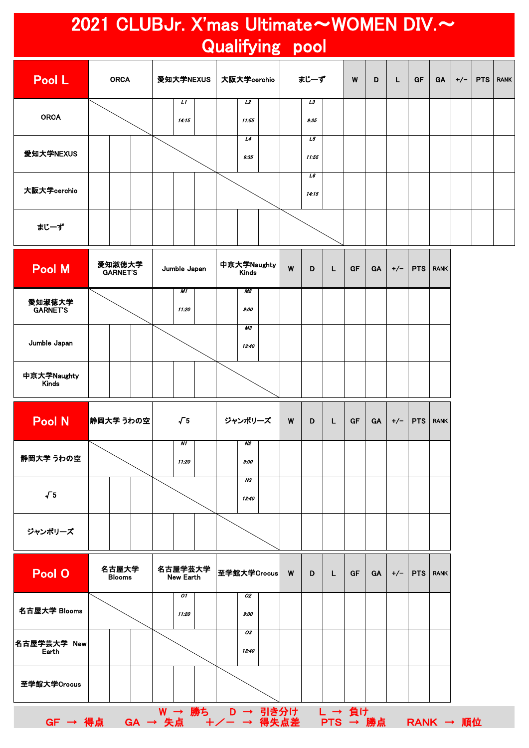# 2021 CLUBJr. X'mas Ultimate～WOMEN DIV.～
## Qualifying pool

| Pool L | ORCA | 愛知大学NEXUS | 大阪大学cerchio | まじーず | W | D | L | GF | GA | +/− | PTS | RANK |
|---|---|---|---|---|---|---|---|---|---|---|---|---|
| ORCA | | L1 14:15 | L2 11:55 | L3 9:35 | | | | | | | | |
| 愛知大学NEXUS | | | L4 9:35 | L5 11:55 | | | | | | | | |
| 大阪大学cerchio | | | | L6 14:15 | | | | | | | | |
| まじーず | | | | | | | | | | | | |

| Pool M | 愛知淑徳大学 GARNET'S | Jumble Japan | 中京大学Naughty Kinds | W | D | L | GF | GA | +/− | PTS | RANK |
|---|---|---|---|---|---|---|---|---|---|---|---|
| 愛知淑徳大学 GARNET'S | | M1 11:20 | M2 9:00 | | | | | | | | |
| Jumble Japan | | | M3 13:40 | | | | | | | | |
| 中京大学Naughty Kinds | | | | | | | | | | | |

| Pool N | 静岡大学 うわの空 | √5 | ジャンボリーズ | W | D | L | GF | GA | +/− | PTS | RANK |
|---|---|---|---|---|---|---|---|---|---|---|---|
| 静岡大学 うわの空 | | N1 11:20 | N2 9:00 | | | | | | | | |
| √5 | | | N3 13:40 | | | | | | | | |
| ジャンボリーズ | | | | | | | | | | | |

| Pool O | 名古屋大学 Blooms | 名古屋学芸大学 New Earth | 至学館大学Crocus | W | D | L | GF | GA | +/− | PTS | RANK |
|---|---|---|---|---|---|---|---|---|---|---|---|
| 名古屋大学 Blooms | | O1 11:20 | O2 9:00 | | | | | | | | |
| 名古屋学芸大学 New Earth | | | O3 13:40 | | | | | | | | |
| 至学館大学Crocus | | | | | | | | | | | |

W → 勝ち　D → 引き分け　L → 負け
GF → 得点　GA → 失点　＋／ー → 得失点差　PTS → 勝点　RANK → 順位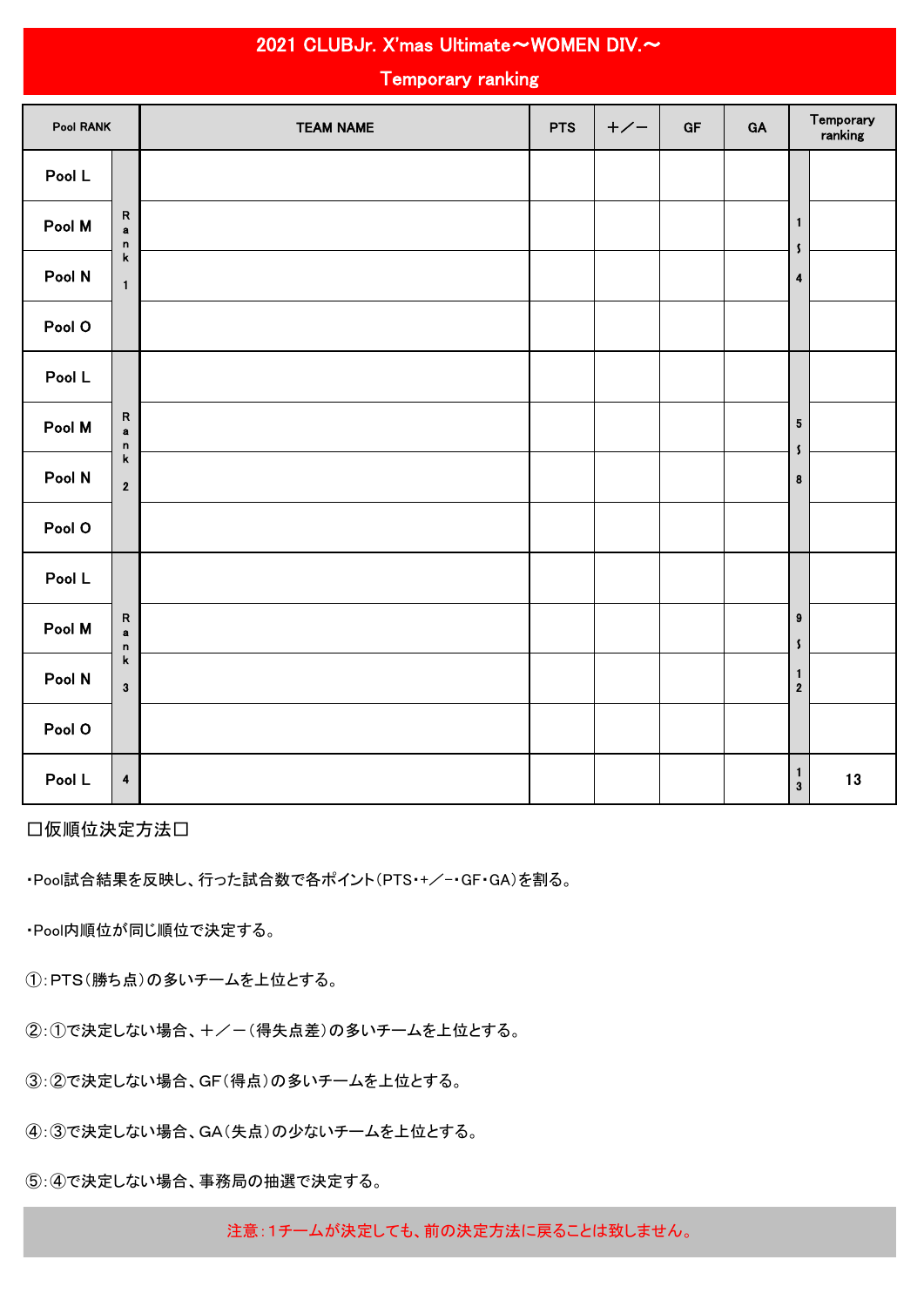# 2021 CLUBJr. X'mas Ultimate～WOMEN DIV.～

## Temporary ranking

| Pool RANK | | TEAM NAME | PTS | +／− | GF | GA | Temporary ranking | |
|---|---|---|---|---|---|---|---|---|
| Pool L | Rank 1 | | | | | | 1 ～ 4 | |
| Pool M | | | | | | | | |
| Pool N | | | | | | | | |
| Pool O | | | | | | | | |
| Pool L | Rank 2 | | | | | | 5 ～ 8 | |
| Pool M | | | | | | | | |
| Pool N | | | | | | | | |
| Pool O | | | | | | | | |
| Pool L | Rank 3 | | | | | | 9 ～ 12 | |
| Pool M | | | | | | | | |
| Pool N | | | | | | | | |
| Pool O | | | | | | | | |
| Pool L | 4 | | | | | | 13 | 13 |

□仮順位決定方法□

・Pool試合結果を反映し、行った試合数で各ポイント(PTS・+／−・GF・GA)を割る。

・Pool内順位が同じ順位で決定する。

①:PTS(勝ち点)の多いチームを上位とする。

②:①で決定しない場合、+／−(得失点差)の多いチームを上位とする。

③:②で決定しない場合、GF(得点)の多いチームを上位とする。

④:③で決定しない場合、GA(失点)の少ないチームを上位とする。

⑤:④で決定しない場合、事務局の抽選で決定する。

注意:1チームが決定しても、前の決定方法に戻ることは致しません。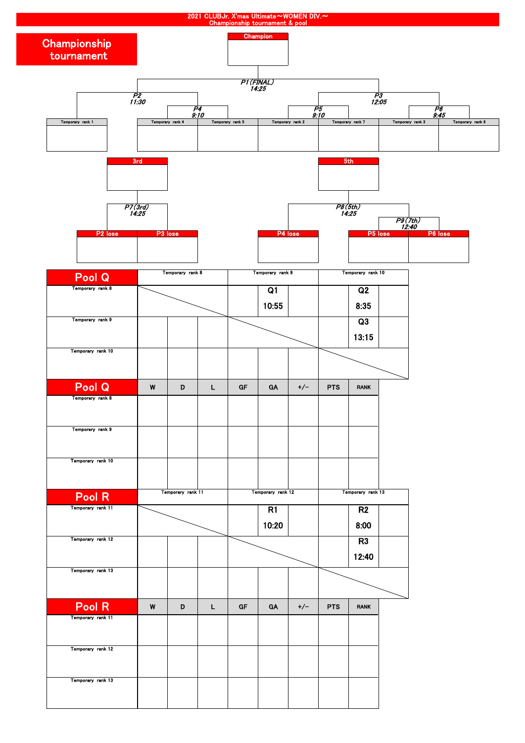# 2021 CLUBJr. X'mas Ultimate～WOMEN DIV.～
## Championship tournament & pool

## Championship tournament

Champion

P1(FINAL) 14:25

P2 11:30

P3 12:05

P4 9:10

P5 9:10

P6 9:45

Temporary rank 1

Temporary rank 4

Temporary rank 5

Temporary rank 2

Temporary rank 7

Temporary rank 3

Temporary rank 6

3rd

P7(3rd) 14:25

P2 lose

P3 lose

5th

P8(5th) 14:25

P9(7th) 12:40

P4 lose

P5 lose

P6 lose

| Pool Q | Temporary rank 8 | Temporary rank 9 | Temporary rank 10 |
|---|---|---|---|
| Temporary rank 8 | | Q1 10:55 | Q2 8:35 |
| Temporary rank 9 | | | Q3 13:15 |
| Temporary rank 10 | | | |

| Pool Q | W | D | L | GF | GA | +/− | PTS | RANK |
|---|---|---|---|---|---|---|---|---|
| Temporary rank 8 | | | | | | | | |
| Temporary rank 9 | | | | | | | | |
| Temporary rank 10 | | | | | | | | |

| Pool R | Temporary rank 11 | Temporary rank 12 | Temporary rank 13 |
|---|---|---|---|
| Temporary rank 11 | | R1 10:20 | R2 8:00 |
| Temporary rank 12 | | | R3 12:40 |
| Temporary rank 13 | | | |

| Pool R | W | D | L | GF | GA | +/− | PTS | RANK |
|---|---|---|---|---|---|---|---|---|
| Temporary rank 11 | | | | | | | | |
| Temporary rank 12 | | | | | | | | |
| Temporary rank 13 | | | | | | | | |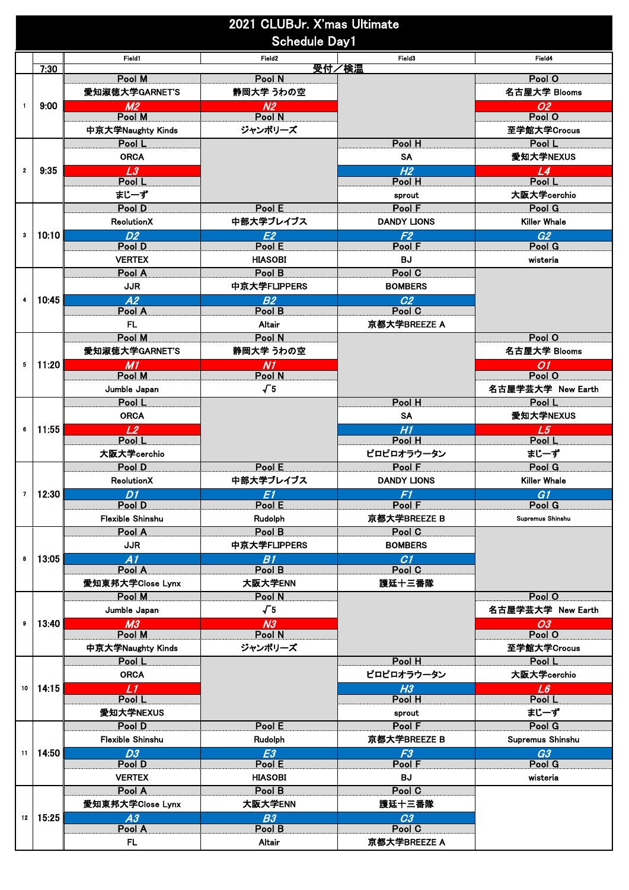# 2021 CLUBJr. X'mas Ultimate
## Schedule Day1

| | | Field1 | Field2 | Field3 | Field4 |
|---|---|---|---|---|---|
| | 7:30 | 受付／検温 | | | |
| 1 | 9:00 | Pool M | Pool N | | Pool O |
| | | 愛知淑徳大学GARNET'S | 静岡大学 うわの空 | | 名古屋大学 Blooms |
| | | M2 | N2 | | O2 |
| | | Pool M | Pool N | | Pool O |
| | | 中京大学Naughty Kinds | ジャンボリーズ | | 至学館大学Crocus |
| 2 | 9:35 | Pool L | | Pool H | Pool L |
| | | ORCA | | SA | 愛知大学NEXUS |
| | | L3 | | H2 | L4 |
| | | Pool L | | Pool H | Pool L |
| | | まじーず | | sprout | 大阪大学cerchio |
| 3 | 10:10 | Pool D | Pool E | Pool F | Pool G |
| | | ReolutionX | 中部大学ブレイブス | DANDY LIONS | Killer Whale |
| | | D2 | E2 | F2 | G2 |
| | | Pool D | Pool E | Pool F | Pool G |
| | | VERTEX | HIASOBI | BJ | wisteria |
| 4 | 10:45 | Pool A | Pool B | Pool C | |
| | | JJR | 中京大学FLIPPERS | BOMBERS | |
| | | A2 | B2 | C2 | |
| | | Pool A | Pool B | Pool C | |
| | | FL | Altair | 京都大学BREEZE A | |
| 5 | 11:20 | Pool M | Pool N | | Pool O |
| | | 愛知淑徳大学GARNET'S | 静岡大学 うわの空 | | 名古屋大学 Blooms |
| | | M1 | N1 | | O1 |
| | | Pool M | Pool N | | Pool O |
| | | Jumble Japan | √5 | | 名古屋学芸大学 New Earth |
| 6 | 11:55 | Pool L | | Pool H | Pool L |
| | | ORCA | | SA | 愛知大学NEXUS |
| | | L2 | | H1 | L5 |
| | | Pool L | | Pool H | Pool L |
| | | 大阪大学cerchio | | ピロピロオラウータン | まじーず |
| 7 | 12:30 | Pool D | Pool E | Pool F | Pool G |
| | | ReolutionX | 中部大学ブレイブス | DANDY LIONS | Killer Whale |
| | | D1 | E1 | F1 | G1 |
| | | Pool D | Pool E | Pool F | Pool G |
| | | Flexible Shinshu | Rudolph | 京都大学BREEZE B | Supremus Shinshu |
| 8 | 13:05 | Pool A | Pool B | Pool C | |
| | | JJR | 中京大学FLIPPERS | BOMBERS | |
| | | A1 | B1 | C1 | |
| | | Pool A | Pool B | Pool C | |
| | | 愛知東邦大学Close Lynx | 大阪大学ENN | 護廷十三番隊 | |
| 9 | 13:40 | Pool M | Pool N | | Pool O |
| | | Jumble Japan | √5 | | 名古屋学芸大学 New Earth |
| | | M3 | N3 | | O3 |
| | | Pool M | Pool N | | Pool O |
| | | 中京大学Naughty Kinds | ジャンボリーズ | | 至学館大学Crocus |
| 10 | 14:15 | Pool L | | Pool H | Pool L |
| | | ORCA | | ピロピロオラウータン | 大阪大学cerchio |
| | | L1 | | H3 | L6 |
| | | Pool L | | Pool H | Pool L |
| | | 愛知大学NEXUS | | sprout | まじーず |
| 11 | 14:50 | Pool D | Pool E | Pool F | Pool G |
| | | Flexible Shinshu | Rudolph | 京都大学BREEZE B | Supremus Shinshu |
| | | D3 | E3 | F3 | G3 |
| | | Pool D | Pool E | Pool F | Pool G |
| | | VERTEX | HIASOBI | BJ | wisteria |
| 12 | 15:25 | Pool A | Pool B | Pool C | |
| | | 愛知東邦大学Close Lynx | 大阪大学ENN | 護廷十三番隊 | |
| | | A3 | B3 | C3 | |
| | | Pool A | Pool B | Pool C | |
| | | FL | Altair | 京都大学BREEZE A | |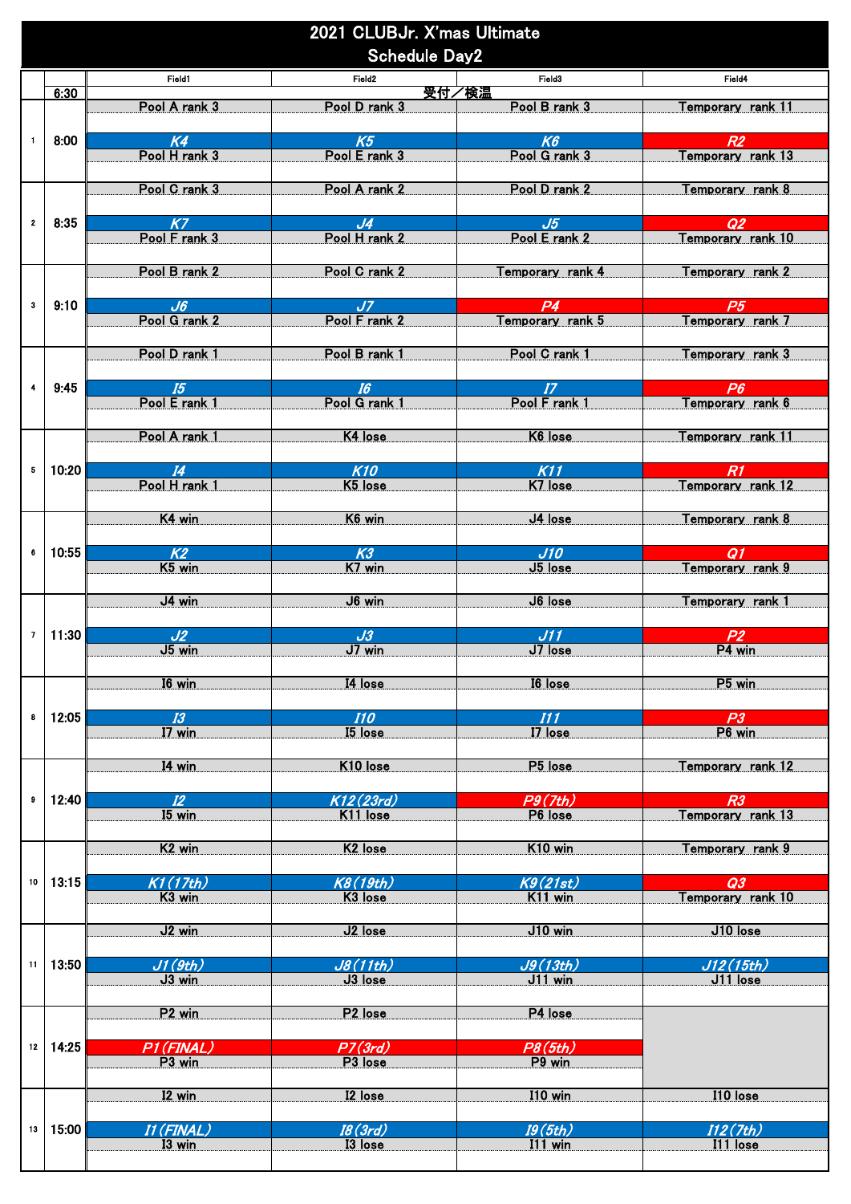# 2021 CLUBJr. X'mas Ultimate
## Schedule Day2

| | | Field1 | Field2 | Field3 | Field4 |
|---|---|---|---|---|---|
| | 6:30 | 受付／検温 | | | |
| 1 | 8:00 | Pool A rank 3<br>*K4*<br>Pool H rank 3 | Pool D rank 3<br>*K5*<br>Pool E rank 3 | Pool B rank 3<br>*K6*<br>Pool G rank 3 | Temporary rank 11<br>*R2*<br>Temporary rank 13 |
| 2 | 8:35 | Pool C rank 3<br>*K7*<br>Pool F rank 3 | Pool A rank 2<br>*J4*<br>Pool H rank 2 | Pool D rank 2<br>*J5*<br>Pool E rank 2 | Temporary rank 8<br>*Q2*<br>Temporary rank 10 |
| 3 | 9:10 | Pool B rank 2<br>*J6*<br>Pool G rank 2 | Pool C rank 2<br>*J7*<br>Pool F rank 2 | Temporary rank 4<br>*P4*<br>Temporary rank 5 | Temporary rank 2<br>*P5*<br>Temporary rank 7 |
| 4 | 9:45 | Pool D rank 1<br>*I5*<br>Pool E rank 1 | Pool B rank 1<br>*I6*<br>Pool G rank 1 | Pool C rank 1<br>*I7*<br>Pool F rank 1 | Temporary rank 3<br>*P6*<br>Temporary rank 6 |
| 5 | 10:20 | Pool A rank 1<br>*I4*<br>Pool H rank 1 | K4 lose<br>*K10*<br>K5 lose | K6 lose<br>*K11*<br>K7 lose | Temporary rank 11<br>*R1*<br>Temporary rank 12 |
| 6 | 10:55 | K4 win<br>*K2*<br>K5 win | K6 win<br>*K3*<br>K7 win | J4 lose<br>*J10*<br>J5 lose | Temporary rank 8<br>*Q1*<br>Temporary rank 9 |
| 7 | 11:30 | J4 win<br>*J2*<br>J5 win | J6 win<br>*J3*<br>J7 win | J6 lose<br>*J11*<br>J7 lose | Temporary rank 1<br>*P2*<br>P4 win |
| 8 | 12:05 | I6 win<br>*I3*<br>I7 win | I4 lose<br>*I10*<br>I5 lose | I6 lose<br>*I11*<br>I7 lose | P5 win<br>*P3*<br>P6 win |
| 9 | 12:40 | I4 win<br>*I2*<br>I5 win | K10 lose<br>*K12(23rd)*<br>K11 lose | P5 lose<br>*P9(7th)*<br>P6 lose | Temporary rank 12<br>*R3*<br>Temporary rank 13 |
| 10 | 13:15 | K2 win<br>*K1(17th)*<br>K3 win | K2 lose<br>*K8(19th)*<br>K3 lose | K10 win<br>*K9(21st)*<br>K11 win | Temporary rank 9<br>*Q3*<br>Temporary rank 10 |
| 11 | 13:50 | J2 win<br>*J1(9th)*<br>J3 win | J2 lose<br>*J8(11th)*<br>J3 lose | J10 win<br>*J9(13th)*<br>J11 win | J10 lose<br>*J12(15th)*<br>J11 lose |
| 12 | 14:25 | P2 win<br>*P1(FINAL)*<br>P3 win | P2 lose<br>*P7(3rd)*<br>P3 lose | P4 lose<br>*P8(5th)*<br>P9 win | |
| 13 | 15:00 | I2 win<br>*I1(FINAL)*<br>I3 win | I2 lose<br>*I8(3rd)*<br>I3 lose | I10 win<br>*I9(5th)*<br>I11 win | I10 lose<br>*I12(7th)*<br>I11 lose |